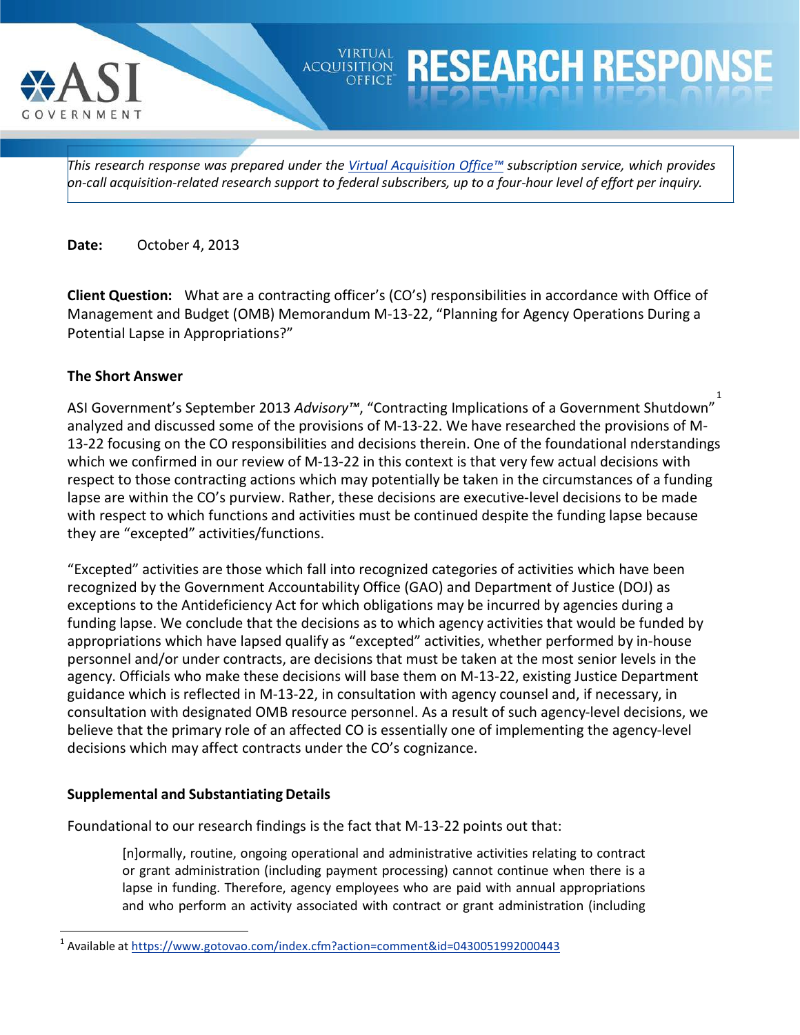# RESEARCH RESPONSE

*This research response was prepared under the Virtual Acquisition Office™ subscription service, which provides on-call acquisition-related research support to federal subscribers, up to a four-hour level of effort per inquiry.*

**Date:** October 4, 2013

**Client Question:** What are a contracting officer's (CO's) responsibilities in accordance with Office of Management and Budget (OMB) Memorandum M-13-22, "Planning for Agency Operations During a Potential Lapse in Appropriations?"

## The Short Answer

ASI Government's September 2013 *Advisory™*, "Contracting Implications of a Government Shutdown"[1] analyzed and discussed some of the provisions of M-13-22. We have researched the provisions of M-13-22 focusing on the CO responsibilities and decisions therein. One of the foundational nderstandings which we confirmed in our review of M-13-22 in this context is that very few actual decisions with respect to those contracting actions which may potentially be taken in the circumstances of a funding lapse are within the CO's purview. Rather, these decisions are executive-level decisions to be made with respect to which functions and activities must be continued despite the funding lapse because they are "excepted" activities/functions.

"Excepted" activities are those which fall into recognized categories of activities which have been recognized by the Government Accountability Office (GAO) and Department of Justice (DOJ) as exceptions to the Antideficiency Act for which obligations may be incurred by agencies during a funding lapse. We conclude that the decisions as to which agency activities that would be funded by appropriations which have lapsed qualify as "excepted" activities, whether performed by in-house personnel and/or under contracts, are decisions that must be taken at the most senior levels in the agency. Officials who make these decisions will base them on M-13-22, existing Justice Department guidance which is reflected in M-13-22, in consultation with agency counsel and, if necessary, in consultation with designated OMB resource personnel. As a result of such agency-level decisions, we believe that the primary role of an affected CO is essentially one of implementing the agency-level decisions which may affect contracts under the CO's cognizance.

## Supplemental and Substantiating Details

Foundational to our research findings is the fact that M-13-22 points out that:

> [n]ormally, routine, ongoing operational and administrative activities relating to contract or grant administration (including payment processing) cannot continue when there is a lapse in funding. Therefore, agency employees who are paid with annual appropriations and who perform an activity associated with contract or grant administration (including

[1] Available at https://www.gotovao.com/index.cfm?action=comment&id=0430051992000443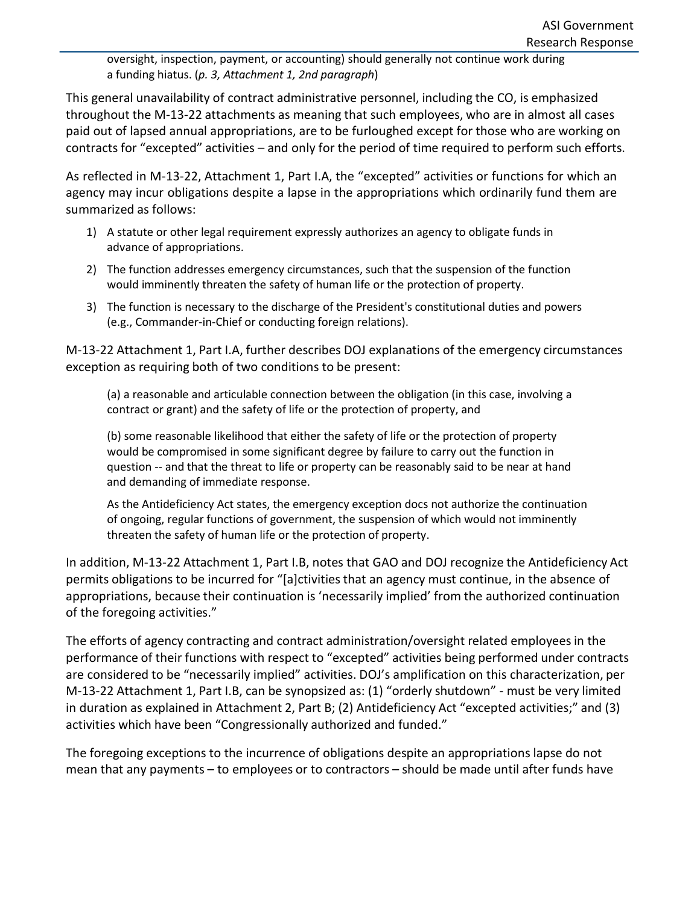> oversight, inspection, payment, or accounting) should generally not continue work during a funding hiatus. (*p. 3, Attachment 1, 2nd paragraph*)

This general unavailability of contract administrative personnel, including the CO, is emphasized throughout the M-13-22 attachments as meaning that such employees, who are in almost all cases paid out of lapsed annual appropriations, are to be furloughed except for those who are working on contracts for "excepted" activities – and only for the period of time required to perform such efforts.

As reflected in M-13-22, Attachment 1, Part I.A, the "excepted" activities or functions for which an agency may incur obligations despite a lapse in the appropriations which ordinarily fund them are summarized as follows:

1) A statute or other legal requirement expressly authorizes an agency to obligate funds in advance of appropriations.
2) The function addresses emergency circumstances, such that the suspension of the function would imminently threaten the safety of human life or the protection of property.
3) The function is necessary to the discharge of the President's constitutional duties and powers (e.g., Commander-in-Chief or conducting foreign relations).

M-13-22 Attachment 1, Part I.A, further describes DOJ explanations of the emergency circumstances exception as requiring both of two conditions to be present:

> (a) a reasonable and articulable connection between the obligation (in this case, involving a contract or grant) and the safety of life or the protection of property, and
>
> (b) some reasonable likelihood that either the safety of life or the protection of property would be compromised in some significant degree by failure to carry out the function in question -- and that the threat to life or property can be reasonably said to be near at hand and demanding of immediate response.
>
> As the Antideficiency Act states, the emergency exception docs not authorize the continuation of ongoing, regular functions of government, the suspension of which would not imminently threaten the safety of human life or the protection of property.

In addition, M-13-22 Attachment 1, Part I.B, notes that GAO and DOJ recognize the Antideficiency Act permits obligations to be incurred for "[a]ctivities that an agency must continue, in the absence of appropriations, because their continuation is 'necessarily implied' from the authorized continuation of the foregoing activities."

The efforts of agency contracting and contract administration/oversight related employees in the performance of their functions with respect to "excepted" activities being performed under contracts are considered to be "necessarily implied" activities. DOJ's amplification on this characterization, per M-13-22 Attachment 1, Part I.B, can be synopsized as: (1) "orderly shutdown" - must be very limited in duration as explained in Attachment 2, Part B; (2) Antideficiency Act "excepted activities;" and (3) activities which have been "Congressionally authorized and funded."

The foregoing exceptions to the incurrence of obligations despite an appropriations lapse do not mean that any payments – to employees or to contractors – should be made until after funds have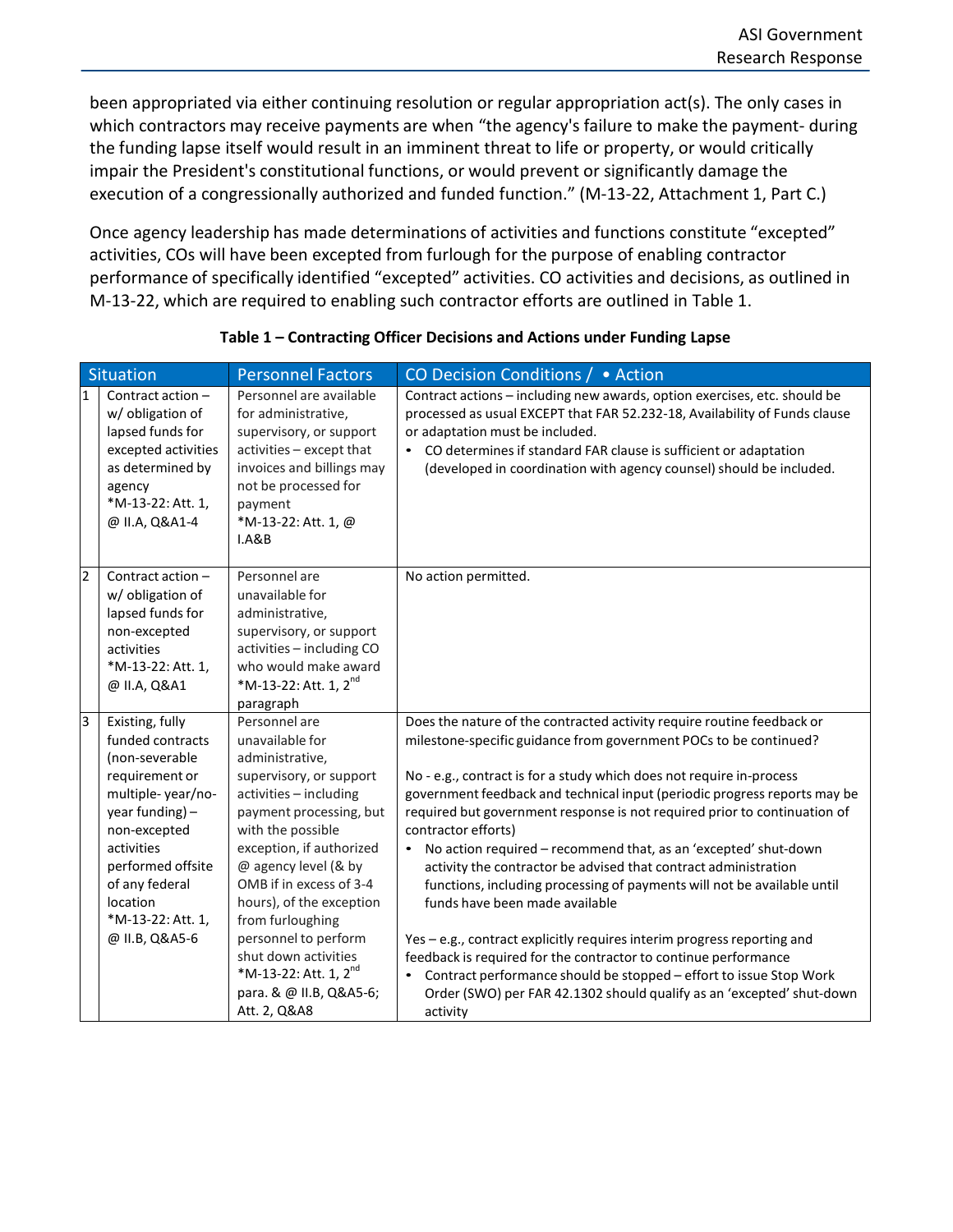been appropriated via either continuing resolution or regular appropriation act(s). The only cases in which contractors may receive payments are when “the agency's failure to make the payment- during the funding lapse itself would result in an imminent threat to life or property, or would critically impair the President's constitutional functions, or would prevent or significantly damage the execution of a congressionally authorized and funded function.” (M-13-22, Attachment 1, Part C.)

Once agency leadership has made determinations of activities and functions constitute “excepted” activities, COs will have been excepted from furlough for the purpose of enabling contractor performance of specifically identified “excepted” activities. CO activities and decisions, as outlined in M-13-22, which are required to enabling such contractor efforts are outlined in Table 1.

**Table 1 – Contracting Officer Decisions and Actions under Funding Lapse**

| | Situation | Personnel Factors | CO Decision Conditions / • Action |
|---|---|---|---|
| 1 | Contract action – w/ obligation of lapsed funds for excepted activities as determined by agency *M-13-22: Att. 1, @ II.A, Q&A1-4 | Personnel are available for administrative, supervisory, or support activities – except that invoices and billings may not be processed for payment *M-13-22: Att. 1, @ I.A&B | Contract actions – including new awards, option exercises, etc. should be processed as usual EXCEPT that FAR 52.232-18, Availability of Funds clause or adaptation must be included.<br>• CO determines if standard FAR clause is sufficient or adaptation (developed in coordination with agency counsel) should be included. |
| 2 | Contract action – w/ obligation of lapsed funds for non-excepted activities *M-13-22: Att. 1, @ II.A, Q&A1 | Personnel are unavailable for administrative, supervisory, or support activities – including CO who would make award *M-13-22: Att. 1, 2nd paragraph | No action permitted. |
| 3 | Existing, fully funded contracts (non-severable requirement or multiple- year/no-year funding) – non-excepted activities performed offsite of any federal location *M-13-22: Att. 1, @ II.B, Q&A5-6 | Personnel are unavailable for administrative, supervisory, or support activities – including payment processing, but with the possible exception, if authorized @ agency level (& by OMB if in excess of 3-4 hours), of the exception from furloughing personnel to perform shut down activities *M-13-22: Att. 1, 2nd para. & @ II.B, Q&A5-6; Att. 2, Q&A8 | Does the nature of the contracted activity require routine feedback or milestone-specific guidance from government POCs to be continued?<br><br>No - e.g., contract is for a study which does not require in-process government feedback and technical input (periodic progress reports may be required but government response is not required prior to continuation of contractor efforts)<br>• No action required – recommend that, as an ‘excepted’ shut-down activity the contractor be advised that contract administration functions, including processing of payments will not be available until funds have been made available<br><br>Yes – e.g., contract explicitly requires interim progress reporting and feedback is required for the contractor to continue performance<br>• Contract performance should be stopped – effort to issue Stop Work Order (SWO) per FAR 42.1302 should qualify as an ‘excepted’ shut-down activity |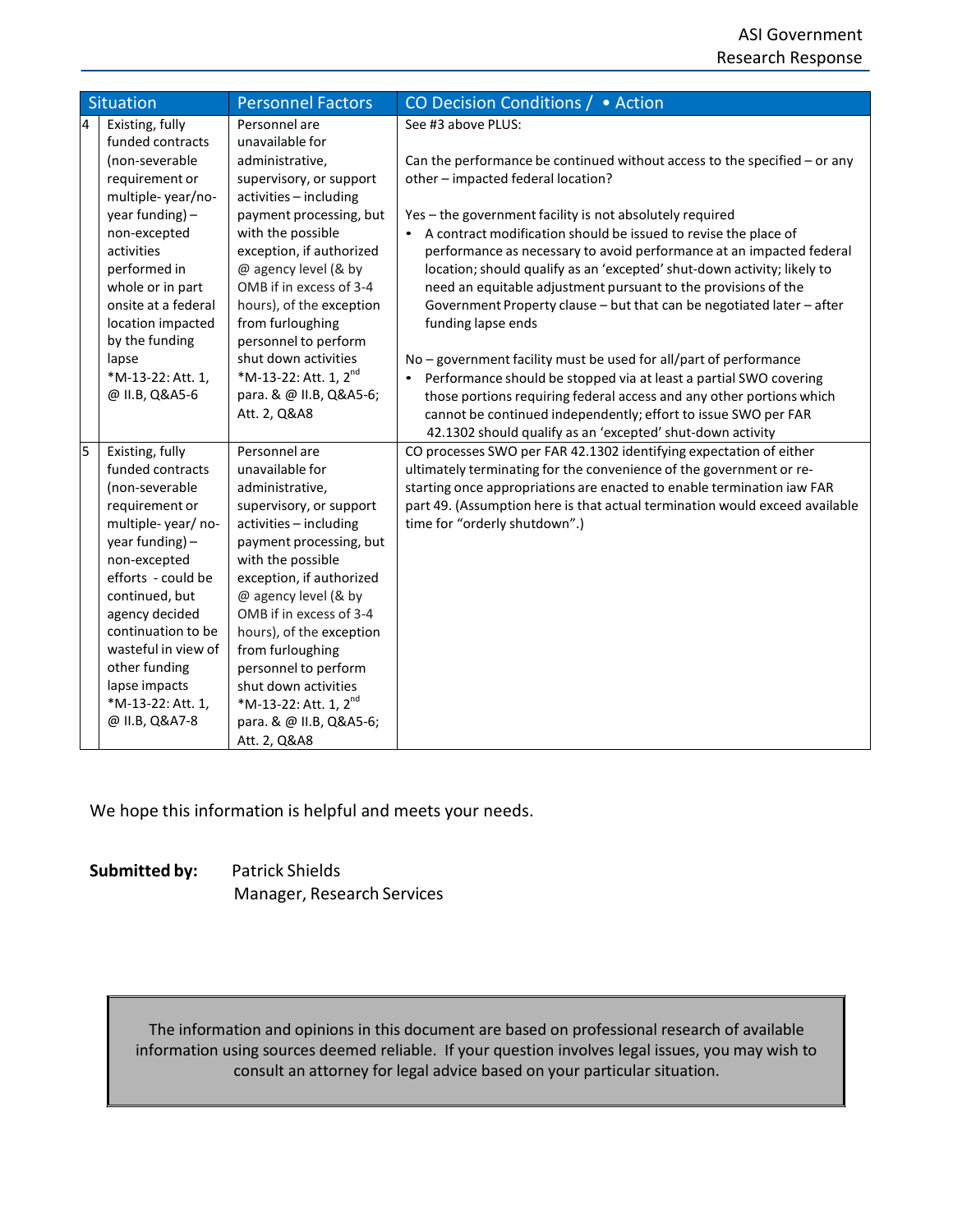| | Situation | Personnel Factors | CO Decision Conditions / • Action |
|---|---|---|---|
| 4 | Existing, fully funded contracts (non-severable requirement or multiple- year/no-year funding) – non-excepted activities performed in whole or in part onsite at a federal location impacted by the funding lapse *M-13-22: Att. 1, @ II.B, Q&A5-6 | Personnel are unavailable for administrative, supervisory, or support activities – including payment processing, but with the possible exception, if authorized @ agency level (& by OMB if in excess of 3-4 hours), of the exception from furloughing personnel to perform shut down activities *M-13-22: Att. 1, 2nd para. & @ II.B, Q&A5-6; Att. 2, Q&A8 | See #3 above PLUS:<br><br>Can the performance be continued without access to the specified – or any other – impacted federal location?<br><br>Yes – the government facility is not absolutely required<br>• A contract modification should be issued to revise the place of performance as necessary to avoid performance at an impacted federal location; should qualify as an 'excepted' shut-down activity; likely to need an equitable adjustment pursuant to the provisions of the Government Property clause – but that can be negotiated later – after funding lapse ends<br><br>No – government facility must be used for all/part of performance<br>• Performance should be stopped via at least a partial SWO covering those portions requiring federal access and any other portions which cannot be continued independently; effort to issue SWO per FAR 42.1302 should qualify as an 'excepted' shut-down activity |
| 5 | Existing, fully funded contracts (non-severable requirement or multiple- year/ no-year funding) – non-excepted efforts - could be continued, but agency decided continuation to be wasteful in view of other funding lapse impacts *M-13-22: Att. 1, @ II.B, Q&A7-8 | Personnel are unavailable for administrative, supervisory, or support activities – including payment processing, but with the possible exception, if authorized @ agency level (& by OMB if in excess of 3-4 hours), of the exception from furloughing personnel to perform shut down activities *M-13-22: Att. 1, 2nd para. & @ II.B, Q&A5-6; Att. 2, Q&A8 | CO processes SWO per FAR 42.1302 identifying expectation of either ultimately terminating for the convenience of the government or re-starting once appropriations are enacted to enable termination iaw FAR part 49. (Assumption here is that actual termination would exceed available time for "orderly shutdown".) |

We hope this information is helpful and meets your needs.

**Submitted by:** Patrick Shields
Manager, Research Services

The information and opinions in this document are based on professional research of available information using sources deemed reliable. If your question involves legal issues, you may wish to consult an attorney for legal advice based on your particular situation.